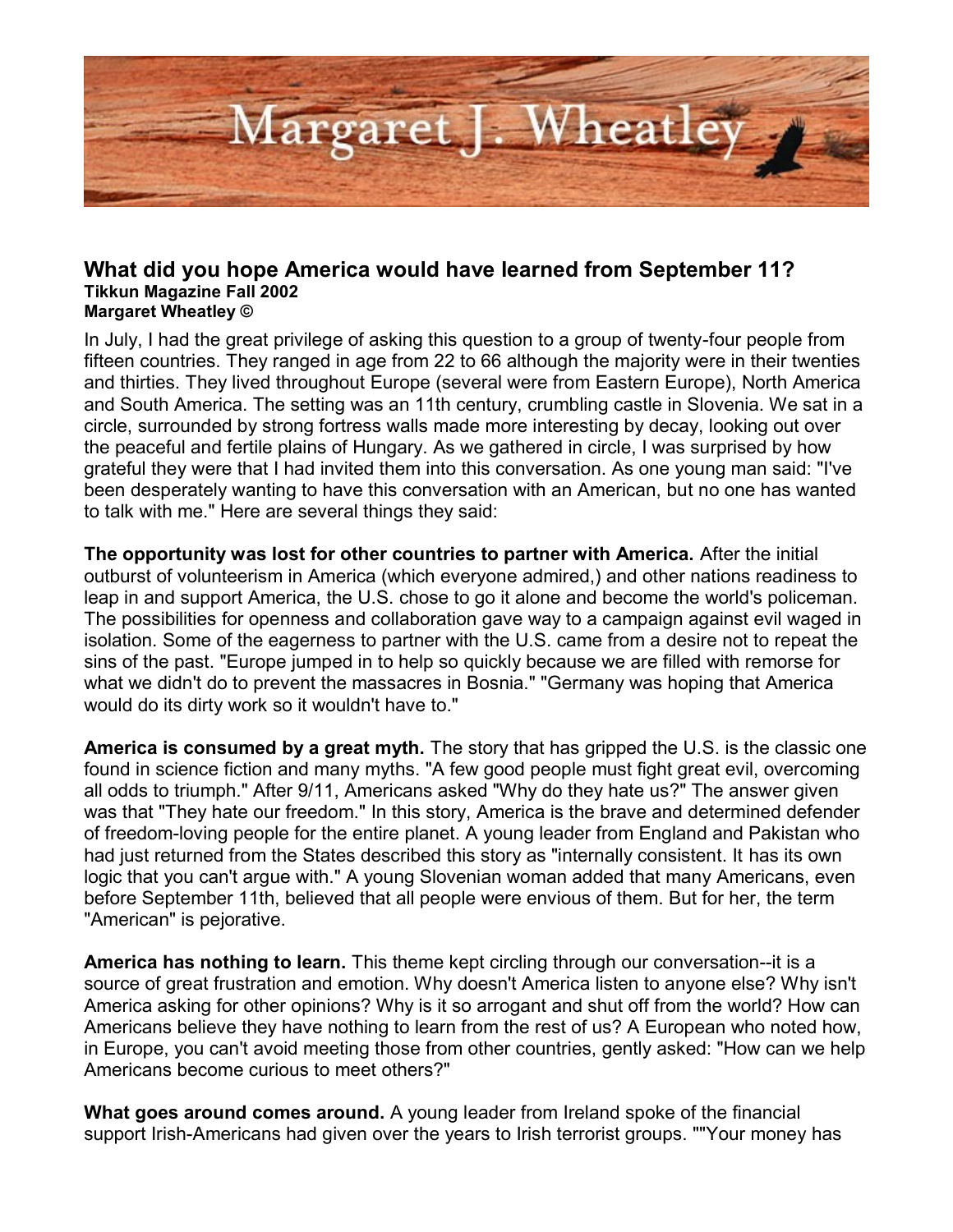Margaret J. Wheatley

## What did you hope America would have learned from September 11?

**Tikkun Magazine Fall 2002**
**Margaret Wheatley ©**

In July, I had the great privilege of asking this question to a group of twenty-four people from fifteen countries. They ranged in age from 22 to 66 although the majority were in their twenties and thirties. They lived throughout Europe (several were from Eastern Europe), North America and South America. The setting was an 11th century, crumbling castle in Slovenia. We sat in a circle, surrounded by strong fortress walls made more interesting by decay, looking out over the peaceful and fertile plains of Hungary. As we gathered in circle, I was surprised by how grateful they were that I had invited them into this conversation. As one young man said: "I've been desperately wanting to have this conversation with an American, but no one has wanted to talk with me." Here are several things they said:

**The opportunity was lost for other countries to partner with America.** After the initial outburst of volunteerism in America (which everyone admired,) and other nations readiness to leap in and support America, the U.S. chose to go it alone and become the world's policeman. The possibilities for openness and collaboration gave way to a campaign against evil waged in isolation. Some of the eagerness to partner with the U.S. came from a desire not to repeat the sins of the past. "Europe jumped in to help so quickly because we are filled with remorse for what we didn't do to prevent the massacres in Bosnia." "Germany was hoping that America would do its dirty work so it wouldn't have to."

**America is consumed by a great myth.** The story that has gripped the U.S. is the classic one found in science fiction and many myths. "A few good people must fight great evil, overcoming all odds to triumph." After 9/11, Americans asked "Why do they hate us?" The answer given was that "They hate our freedom." In this story, America is the brave and determined defender of freedom-loving people for the entire planet. A young leader from England and Pakistan who had just returned from the States described this story as "internally consistent. It has its own logic that you can't argue with." A young Slovenian woman added that many Americans, even before September 11th, believed that all people were envious of them. But for her, the term "American" is pejorative.

**America has nothing to learn.** This theme kept circling through our conversation--it is a source of great frustration and emotion. Why doesn't America listen to anyone else? Why isn't America asking for other opinions? Why is it so arrogant and shut off from the world? How can Americans believe they have nothing to learn from the rest of us? A European who noted how, in Europe, you can't avoid meeting those from other countries, gently asked: "How can we help Americans become curious to meet others?"

**What goes around comes around.** A young leader from Ireland spoke of the financial support Irish-Americans had given over the years to Irish terrorist groups. ""Your money has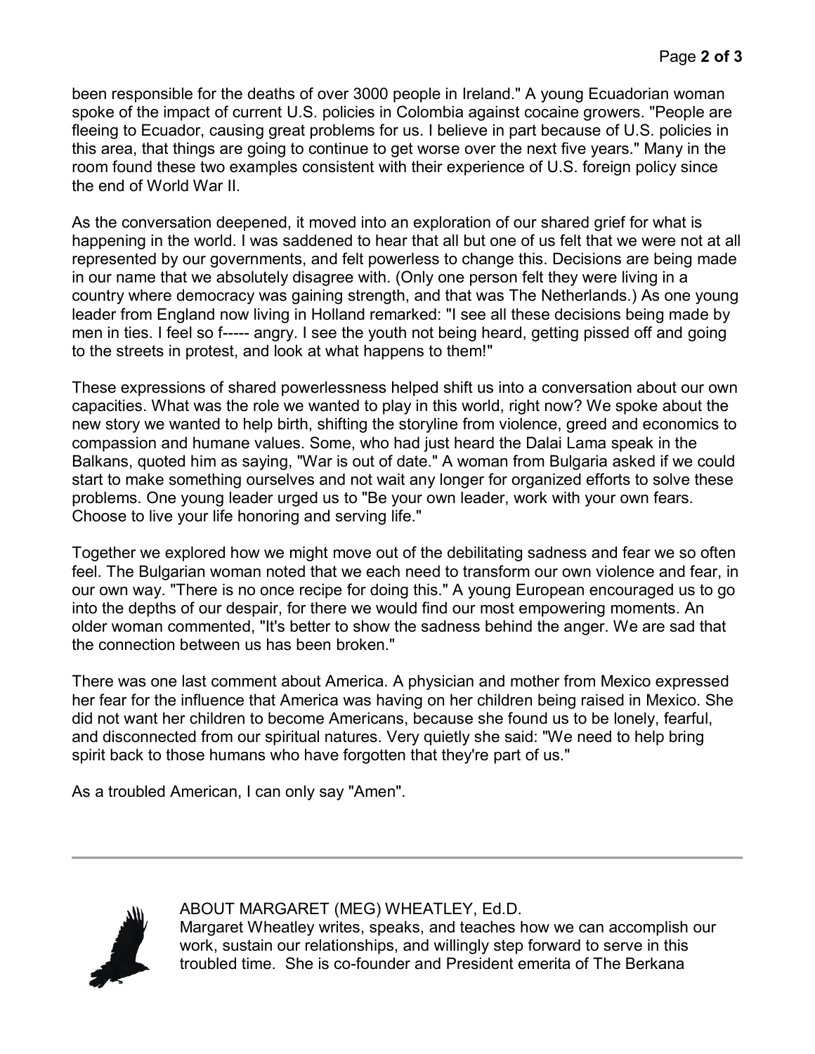been responsible for the deaths of over 3000 people in Ireland." A young Ecuadorian woman spoke of the impact of current U.S. policies in Colombia against cocaine growers. "People are fleeing to Ecuador, causing great problems for us. I believe in part because of U.S. policies in this area, that things are going to continue to get worse over the next five years." Many in the room found these two examples consistent with their experience of U.S. foreign policy since the end of World War II.

As the conversation deepened, it moved into an exploration of our shared grief for what is happening in the world. I was saddened to hear that all but one of us felt that we were not at all represented by our governments, and felt powerless to change this. Decisions are being made in our name that we absolutely disagree with. (Only one person felt they were living in a country where democracy was gaining strength, and that was The Netherlands.) As one young leader from England now living in Holland remarked: "I see all these decisions being made by men in ties. I feel so f----- angry. I see the youth not being heard, getting pissed off and going to the streets in protest, and look at what happens to them!"

These expressions of shared powerlessness helped shift us into a conversation about our own capacities. What was the role we wanted to play in this world, right now? We spoke about the new story we wanted to help birth, shifting the storyline from violence, greed and economics to compassion and humane values. Some, who had just heard the Dalai Lama speak in the Balkans, quoted him as saying, "War is out of date." A woman from Bulgaria asked if we could start to make something ourselves and not wait any longer for organized efforts to solve these problems. One young leader urged us to "Be your own leader, work with your own fears. Choose to live your life honoring and serving life."

Together we explored how we might move out of the debilitating sadness and fear we so often feel. The Bulgarian woman noted that we each need to transform our own violence and fear, in our own way. "There is no once recipe for doing this." A young European encouraged us to go into the depths of our despair, for there we would find our most empowering moments. An older woman commented, "It's better to show the sadness behind the anger. We are sad that the connection between us has been broken."

There was one last comment about America. A physician and mother from Mexico expressed her fear for the influence that America was having on her children being raised in Mexico. She did not want her children to become Americans, because she found us to be lonely, fearful, and disconnected from our spiritual natures. Very quietly she said: "We need to help bring spirit back to those humans who have forgotten that they're part of us."

As a troubled American, I can only say "Amen".

---

ABOUT MARGARET (MEG) WHEATLEY, Ed.D.
Margaret Wheatley writes, speaks, and teaches how we can accomplish our work, sustain our relationships, and willingly step forward to serve in this troubled time. She is co-founder and President emerita of The Berkana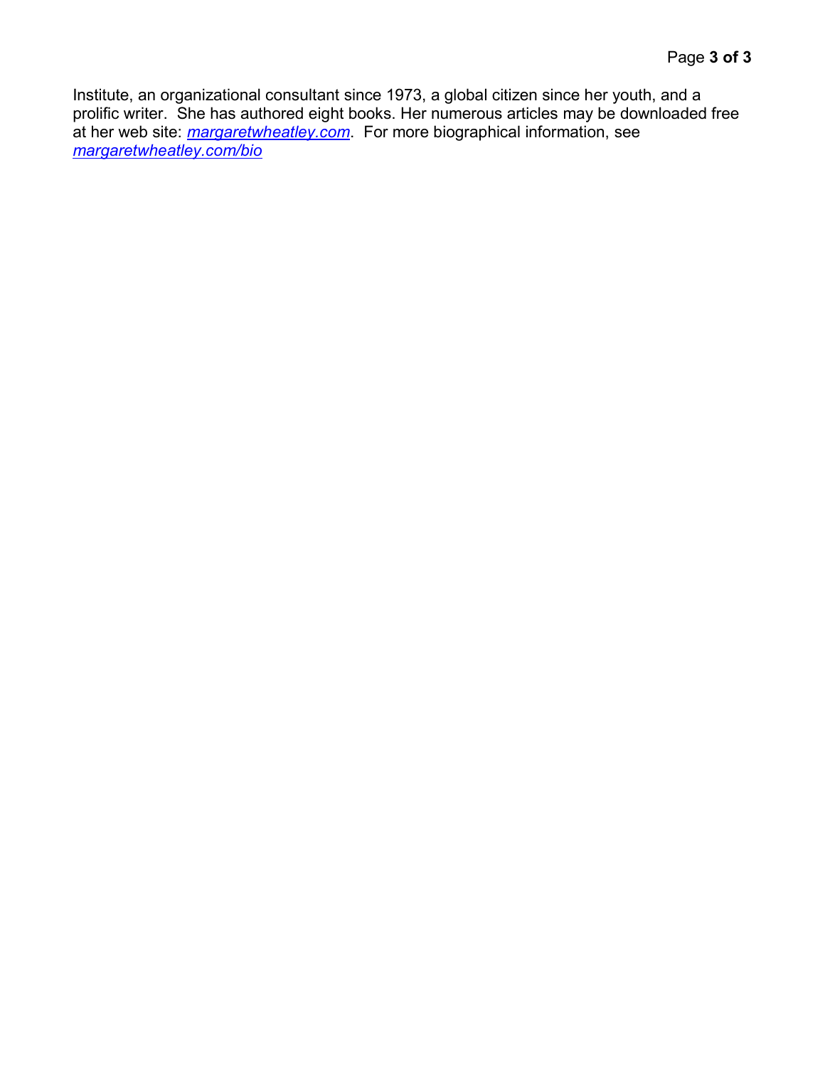Institute, an organizational consultant since 1973, a global citizen since her youth, and a prolific writer. She has authored eight books. Her numerous articles may be downloaded free at her web site: *margaretwheatley.com*. For more biographical information, see *margaretwheatley.com/bio*